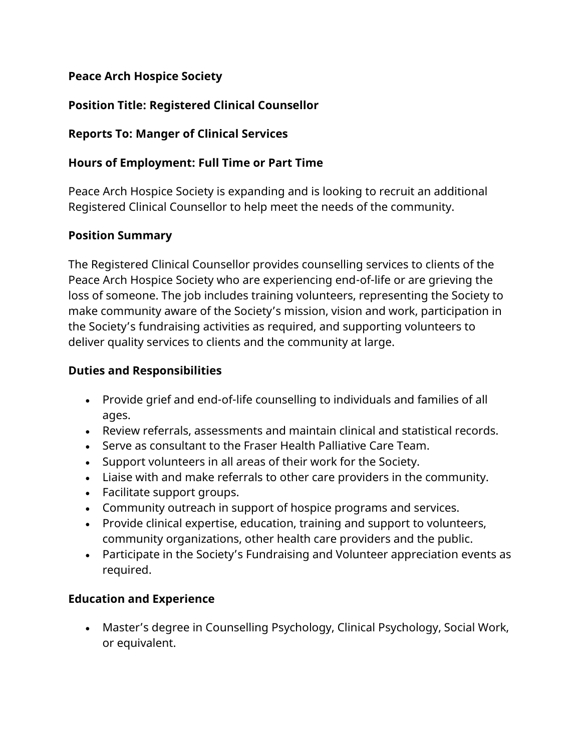**Peace Arch Hospice Society**

**Position Title: Registered Clinical Counsellor**

**Reports To: Manger of Clinical Services**

**Hours of Employment: Full Time or Part Time**

Peace Arch Hospice Society is expanding and is looking to recruit an additional Registered Clinical Counsellor to help meet the needs of the community.

**Position Summary**

The Registered Clinical Counsellor provides counselling services to clients of the Peace Arch Hospice Society who are experiencing end-of-life or are grieving the loss of someone. The job includes training volunteers, representing the Society to make community aware of the Society's mission, vision and work, participation in the Society's fundraising activities as required, and supporting volunteers to deliver quality services to clients and the community at large.

**Duties and Responsibilities**

- Provide grief and end-of-life counselling to individuals and families of all ages.
- Review referrals, assessments and maintain clinical and statistical records.
- Serve as consultant to the Fraser Health Palliative Care Team.
- Support volunteers in all areas of their work for the Society.
- Liaise with and make referrals to other care providers in the community.
- Facilitate support groups.
- Community outreach in support of hospice programs and services.
- Provide clinical expertise, education, training and support to volunteers, community organizations, other health care providers and the public.
- Participate in the Society's Fundraising and Volunteer appreciation events as required.

**Education and Experience**

- Master's degree in Counselling Psychology, Clinical Psychology, Social Work, or equivalent.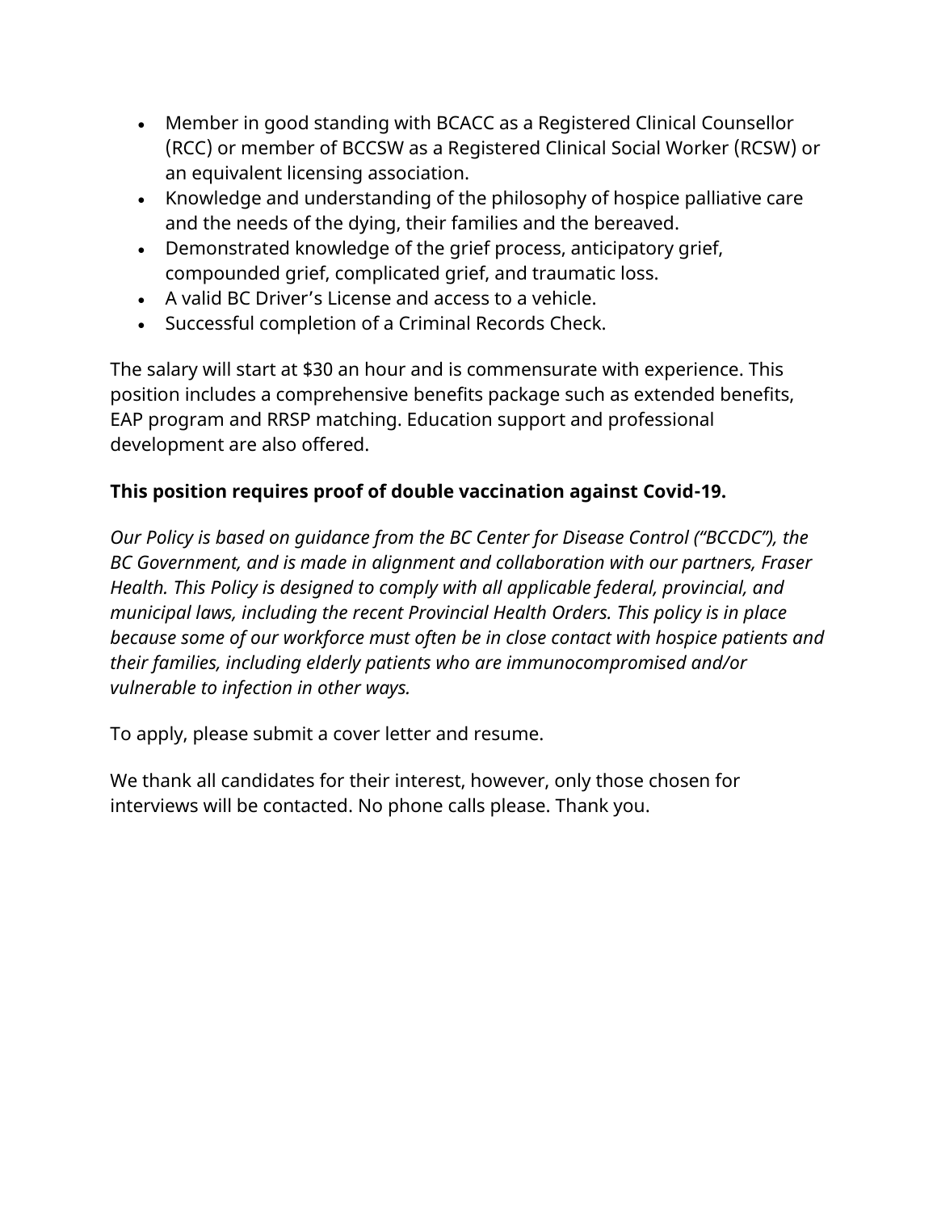- Member in good standing with BCACC as a Registered Clinical Counsellor (RCC) or member of BCCSW as a Registered Clinical Social Worker (RCSW) or an equivalent licensing association.
- Knowledge and understanding of the philosophy of hospice palliative care and the needs of the dying, their families and the bereaved.
- Demonstrated knowledge of the grief process, anticipatory grief, compounded grief, complicated grief, and traumatic loss.
- A valid BC Driver's License and access to a vehicle.
- Successful completion of a Criminal Records Check.

The salary will start at $30 an hour and is commensurate with experience. This position includes a comprehensive benefits package such as extended benefits, EAP program and RRSP matching. Education support and professional development are also offered.

**This position requires proof of double vaccination against Covid-19.**

*Our Policy is based on guidance from the BC Center for Disease Control ("BCCDC"), the BC Government, and is made in alignment and collaboration with our partners, Fraser Health. This Policy is designed to comply with all applicable federal, provincial, and municipal laws, including the recent Provincial Health Orders. This policy is in place because some of our workforce must often be in close contact with hospice patients and their families, including elderly patients who are immunocompromised and/or vulnerable to infection in other ways.*

To apply, please submit a cover letter and resume.

We thank all candidates for their interest, however, only those chosen for interviews will be contacted. No phone calls please. Thank you.